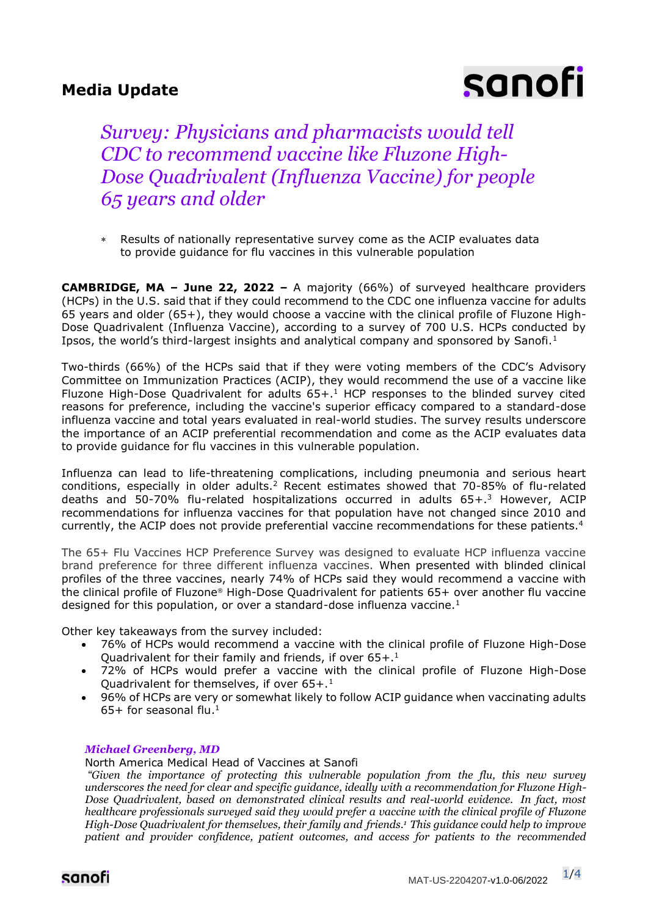# Media Update

sanofi

## *Survey: Physicians and pharmacists would tell CDC to recommend vaccine like Fluzone High-Dose Quadrivalent (Influenza Vaccine) for people 65 years and older*

* Results of nationally representative survey come as the ACIP evaluates data to provide guidance for flu vaccines in this vulnerable population

**CAMBRIDGE, MA – June 22, 2022 –** A majority (66%) of surveyed healthcare providers (HCPs) in the U.S. said that if they could recommend to the CDC one influenza vaccine for adults 65 years and older (65+), they would choose a vaccine with the clinical profile of Fluzone High-Dose Quadrivalent (Influenza Vaccine), according to a survey of 700 U.S. HCPs conducted by Ipsos, the world's third-largest insights and analytical company and sponsored by Sanofi.[1]

Two-thirds (66%) of the HCPs said that if they were voting members of the CDC's Advisory Committee on Immunization Practices (ACIP), they would recommend the use of a vaccine like Fluzone High-Dose Quadrivalent for adults 65+.[1] HCP responses to the blinded survey cited reasons for preference, including the vaccine's superior efficacy compared to a standard-dose influenza vaccine and total years evaluated in real-world studies. The survey results underscore the importance of an ACIP preferential recommendation and come as the ACIP evaluates data to provide guidance for flu vaccines in this vulnerable population.

Influenza can lead to life-threatening complications, including pneumonia and serious heart conditions, especially in older adults.[2] Recent estimates showed that 70-85% of flu-related deaths and 50-70% flu-related hospitalizations occurred in adults 65+.[3] However, ACIP recommendations for influenza vaccines for that population have not changed since 2010 and currently, the ACIP does not provide preferential vaccine recommendations for these patients.[4]

The 65+ Flu Vaccines HCP Preference Survey was designed to evaluate HCP influenza vaccine brand preference for three different influenza vaccines. When presented with blinded clinical profiles of the three vaccines, nearly 74% of HCPs said they would recommend a vaccine with the clinical profile of Fluzone® High-Dose Quadrivalent for patients 65+ over another flu vaccine designed for this population, or over a standard-dose influenza vaccine.[1]

Other key takeaways from the survey included:

- 76% of HCPs would recommend a vaccine with the clinical profile of Fluzone High-Dose Quadrivalent for their family and friends, if over 65+.[1]
- 72% of HCPs would prefer a vaccine with the clinical profile of Fluzone High-Dose Quadrivalent for themselves, if over 65+.[1]
- 96% of HCPs are very or somewhat likely to follow ACIP guidance when vaccinating adults 65+ for seasonal flu.[1]

***Michael Greenberg, MD***
North America Medical Head of Vaccines at Sanofi
*"Given the importance of protecting this vulnerable population from the flu, this new survey underscores the need for clear and specific guidance, ideally with a recommendation for Fluzone High-Dose Quadrivalent, based on demonstrated clinical results and real-world evidence. In fact, most healthcare professionals surveyed said they would prefer a vaccine with the clinical profile of Fluzone High-Dose Quadrivalent for themselves, their family and friends.[1] This guidance could help to improve patient and provider confidence, patient outcomes, and access for patients to the recommended*

MAT-US-2204207-v1.0-06/2022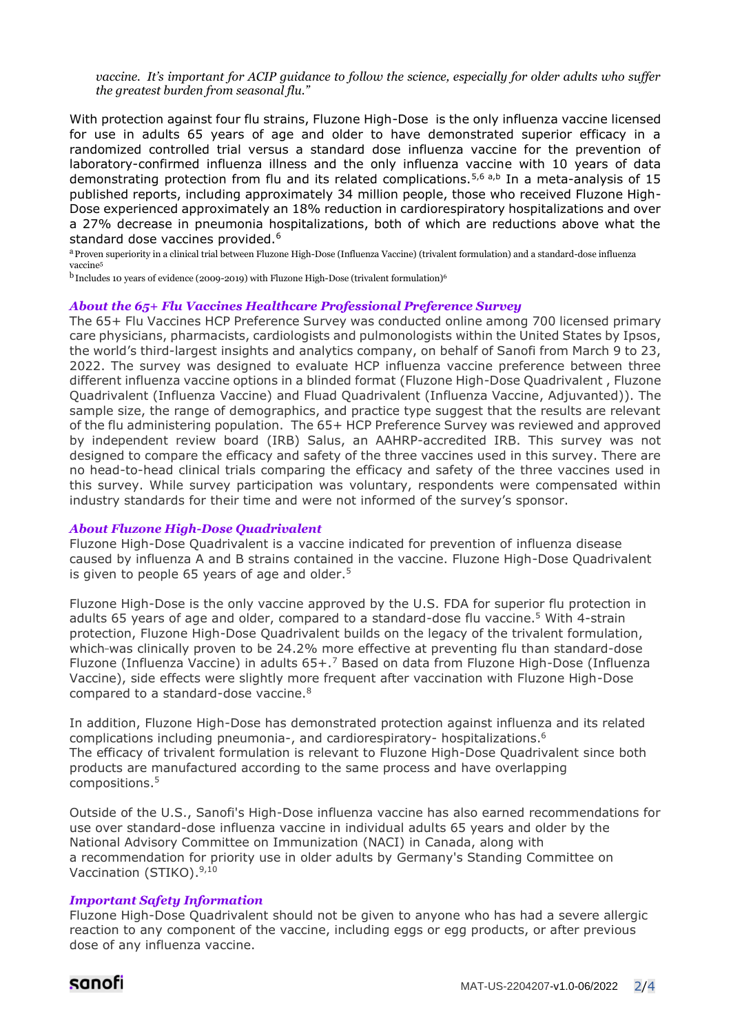*vaccine. It's important for ACIP guidance to follow the science, especially for older adults who suffer the greatest burden from seasonal flu."*

With protection against four flu strains, Fluzone High-Dose is the only influenza vaccine licensed for use in adults 65 years of age and older to have demonstrated superior efficacy in a randomized controlled trial versus a standard dose influenza vaccine for the prevention of laboratory-confirmed influenza illness and the only influenza vaccine with 10 years of data demonstrating protection from flu and its related complications.[5,6 a,b] In a meta-analysis of 15 published reports, including approximately 34 million people, those who received Fluzone High-Dose experienced approximately an 18% reduction in cardiorespiratory hospitalizations and over a 27% decrease in pneumonia hospitalizations, both of which are reductions above what the standard dose vaccines provided.[6]

[a] Proven superiority in a clinical trial between Fluzone High-Dose (Influenza Vaccine) (trivalent formulation) and a standard-dose influenza vaccine[5]

[b] Includes 10 years of evidence (2009-2019) with Fluzone High-Dose (trivalent formulation)[6]

### *About the 65+ Flu Vaccines Healthcare Professional Preference Survey*

The 65+ Flu Vaccines HCP Preference Survey was conducted online among 700 licensed primary care physicians, pharmacists, cardiologists and pulmonologists within the United States by Ipsos, the world's third-largest insights and analytics company, on behalf of Sanofi from March 9 to 23, 2022. The survey was designed to evaluate HCP influenza vaccine preference between three different influenza vaccine options in a blinded format (Fluzone High-Dose Quadrivalent , Fluzone Quadrivalent (Influenza Vaccine) and Fluad Quadrivalent (Influenza Vaccine, Adjuvanted)). The sample size, the range of demographics, and practice type suggest that the results are relevant of the flu administering population. The 65+ HCP Preference Survey was reviewed and approved by independent review board (IRB) Salus, an AAHRP-accredited IRB. This survey was not designed to compare the efficacy and safety of the three vaccines used in this survey. There are no head-to-head clinical trials comparing the efficacy and safety of the three vaccines used in this survey. While survey participation was voluntary, respondents were compensated within industry standards for their time and were not informed of the survey's sponsor.

### *About Fluzone High-Dose Quadrivalent*

Fluzone High-Dose Quadrivalent is a vaccine indicated for prevention of influenza disease caused by influenza A and B strains contained in the vaccine. Fluzone High-Dose Quadrivalent is given to people 65 years of age and older.[5]

Fluzone High-Dose is the only vaccine approved by the U.S. FDA for superior flu protection in adults 65 years of age and older, compared to a standard-dose flu vaccine.[5] With 4-strain protection, Fluzone High-Dose Quadrivalent builds on the legacy of the trivalent formulation, which was clinically proven to be 24.2% more effective at preventing flu than standard-dose Fluzone (Influenza Vaccine) in adults 65+.[7] Based on data from Fluzone High-Dose (Influenza Vaccine), side effects were slightly more frequent after vaccination with Fluzone High-Dose compared to a standard-dose vaccine.[8]

In addition, Fluzone High-Dose has demonstrated protection against influenza and its related complications including pneumonia-, and cardiorespiratory- hospitalizations.[6]
The efficacy of trivalent formulation is relevant to Fluzone High-Dose Quadrivalent since both products are manufactured according to the same process and have overlapping compositions.[5]

Outside of the U.S., Sanofi's High-Dose influenza vaccine has also earned recommendations for use over standard-dose influenza vaccine in individual adults 65 years and older by the National Advisory Committee on Immunization (NACI) in Canada, along with a recommendation for priority use in older adults by Germany's Standing Committee on Vaccination (STIKO).[9,10]

### *Important Safety Information*

Fluzone High-Dose Quadrivalent should not be given to anyone who has had a severe allergic reaction to any component of the vaccine, including eggs or egg products, or after previous dose of any influenza vaccine.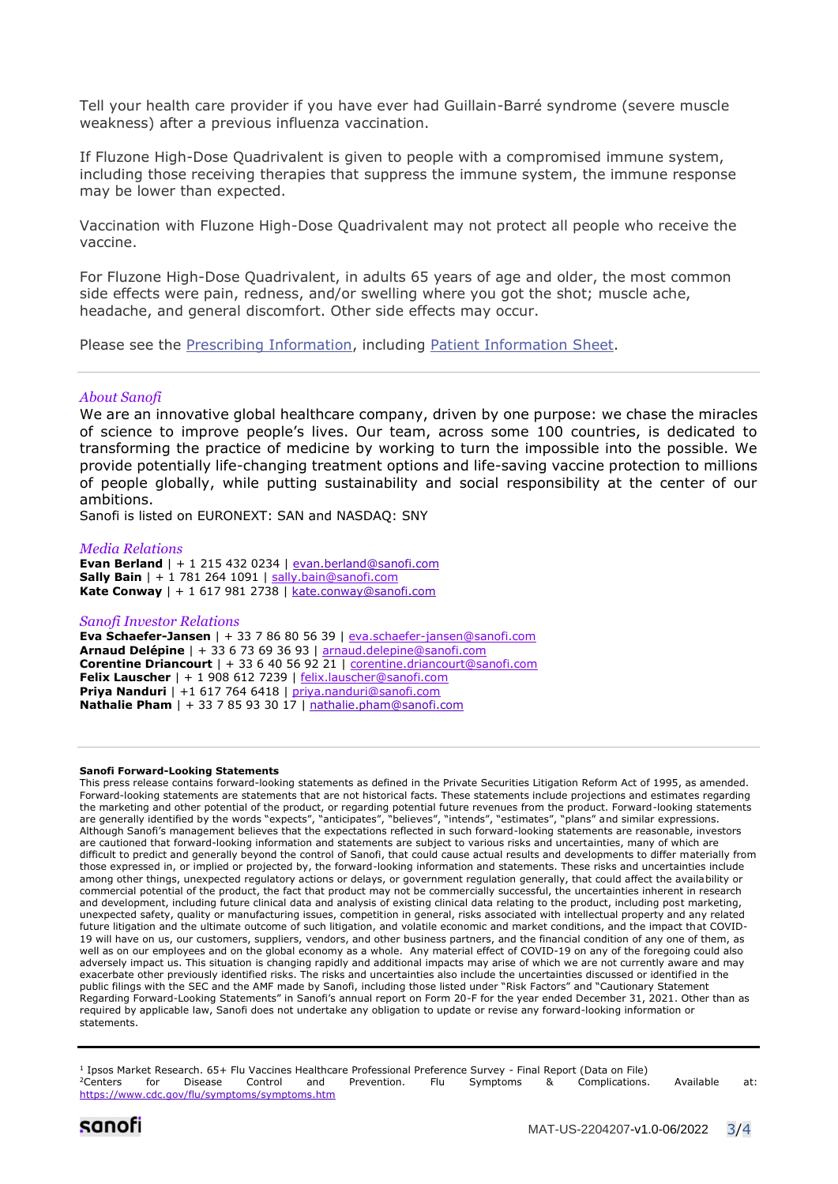Tell your health care provider if you have ever had Guillain-Barré syndrome (severe muscle weakness) after a previous influenza vaccination.

If Fluzone High-Dose Quadrivalent is given to people with a compromised immune system, including those receiving therapies that suppress the immune system, the immune response may be lower than expected.

Vaccination with Fluzone High-Dose Quadrivalent may not protect all people who receive the vaccine.

For Fluzone High-Dose Quadrivalent, in adults 65 years of age and older, the most common side effects were pain, redness, and/or swelling where you got the shot; muscle ache, headache, and general discomfort. Other side effects may occur.

Please see the Prescribing Information, including Patient Information Sheet.

---

*About Sanofi*

We are an innovative global healthcare company, driven by one purpose: we chase the miracles of science to improve people's lives. Our team, across some 100 countries, is dedicated to transforming the practice of medicine by working to turn the impossible into the possible. We provide potentially life-changing treatment options and life-saving vaccine protection to millions of people globally, while putting sustainability and social responsibility at the center of our ambitions.

Sanofi is listed on EURONEXT: SAN and NASDAQ: SNY

*Media Relations*

**Evan Berland** | + 1 215 432 0234 | evan.berland@sanofi.com
**Sally Bain** | + 1 781 264 1091 | sally.bain@sanofi.com
**Kate Conway** | + 1 617 981 2738 | kate.conway@sanofi.com

*Sanofi Investor Relations*

**Eva Schaefer-Jansen** | + 33 7 86 80 56 39 | eva.schaefer-jansen@sanofi.com
**Arnaud Delépine** | + 33 6 73 69 36 93 | arnaud.delepine@sanofi.com
**Corentine Driancourt** | + 33 6 40 56 92 21 | corentine.driancourt@sanofi.com
**Felix Lauscher** | + 1 908 612 7239 | felix.lauscher@sanofi.com
**Priya Nanduri** | +1 617 764 6418 | priya.nanduri@sanofi.com
**Nathalie Pham** | + 33 7 85 93 30 17 | nathalie.pham@sanofi.com

---

**Sanofi Forward-Looking Statements**

This press release contains forward-looking statements as defined in the Private Securities Litigation Reform Act of 1995, as amended. Forward-looking statements are statements that are not historical facts. These statements include projections and estimates regarding the marketing and other potential of the product, or regarding potential future revenues from the product. Forward-looking statements are generally identified by the words "expects", "anticipates", "believes", "intends", "estimates", "plans" and similar expressions. Although Sanofi's management believes that the expectations reflected in such forward-looking statements are reasonable, investors are cautioned that forward-looking information and statements are subject to various risks and uncertainties, many of which are difficult to predict and generally beyond the control of Sanofi, that could cause actual results and developments to differ materially from those expressed in, or implied or projected by, the forward-looking information and statements. These risks and uncertainties include among other things, unexpected regulatory actions or delays, or government regulation generally, that could affect the availability or commercial potential of the product, the fact that product may not be commercially successful, the uncertainties inherent in research and development, including future clinical data and analysis of existing clinical data relating to the product, including post marketing, unexpected safety, quality or manufacturing issues, competition in general, risks associated with intellectual property and any related future litigation and the ultimate outcome of such litigation, and volatile economic and market conditions, and the impact that COVID-19 will have on us, our customers, suppliers, vendors, and other business partners, and the financial condition of any one of them, as well as on our employees and on the global economy as a whole. Any material effect of COVID-19 on any of the foregoing could also adversely impact us. This situation is changing rapidly and additional impacts may arise of which we are not currently aware and may exacerbate other previously identified risks. The risks and uncertainties also include the uncertainties discussed or identified in the public filings with the SEC and the AMF made by Sanofi, including those listed under "Risk Factors" and "Cautionary Statement Regarding Forward-Looking Statements" in Sanofi's annual report on Form 20-F for the year ended December 31, 2021. Other than as required by applicable law, Sanofi does not undertake any obligation to update or revise any forward-looking information or statements.

---

[1] Ipsos Market Research. 65+ Flu Vaccines Healthcare Professional Preference Survey - Final Report (Data on File)
[2] Centers for Disease Control and Prevention. Flu Symptoms & Complications. Available at: https://www.cdc.gov/flu/symptoms/symptoms.htm

MAT-US-2204207-v1.0-06/2022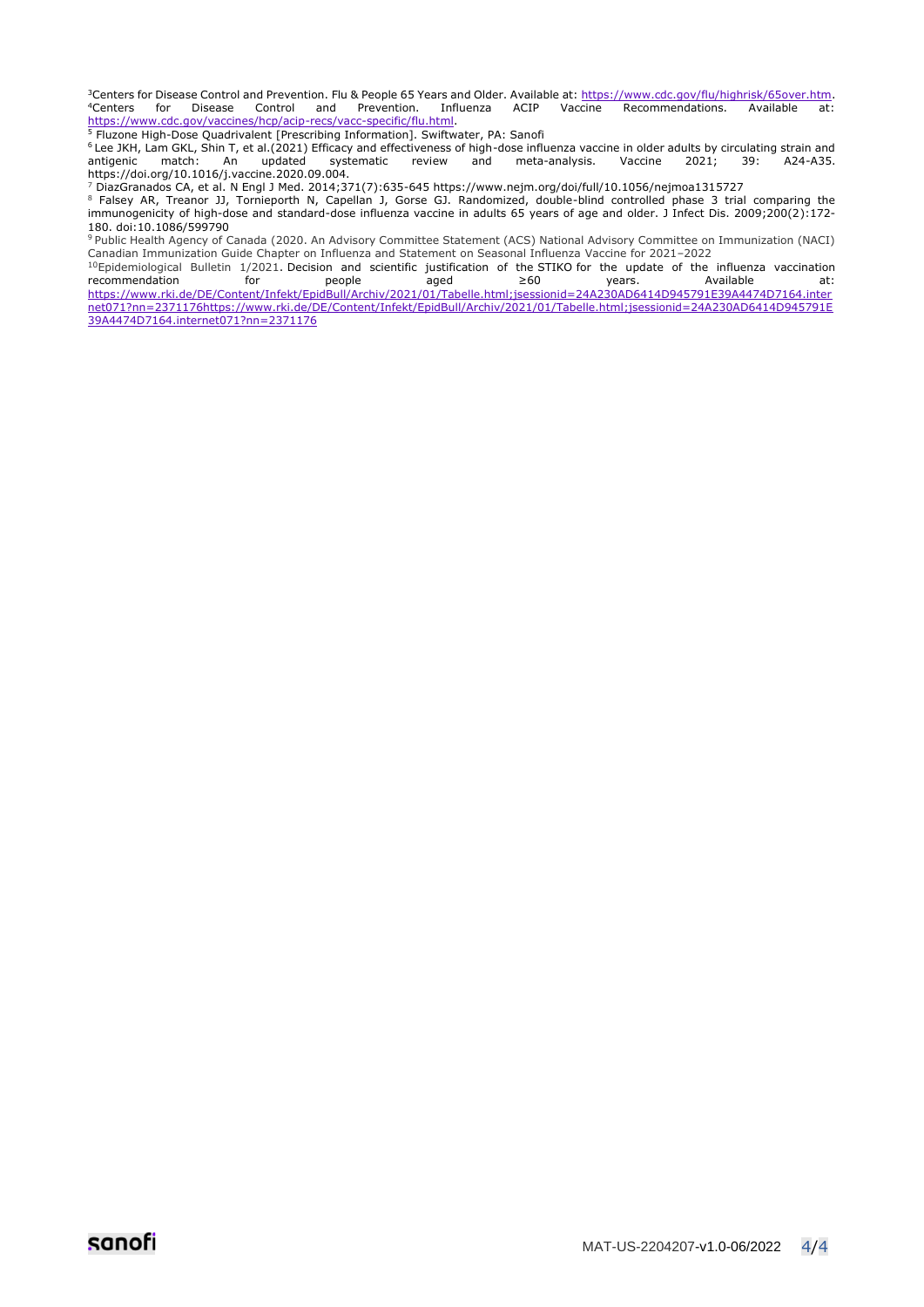[3]Centers for Disease Control and Prevention. Flu & People 65 Years and Older. Available at: https://www.cdc.gov/flu/highrisk/65over.htm.

[4]Centers for Disease Control and Prevention. Influenza ACIP Vaccine Recommendations. Available at: https://www.cdc.gov/vaccines/hcp/acip-recs/vacc-specific/flu.html.

[5] Fluzone High-Dose Quadrivalent [Prescribing Information]. Swiftwater, PA: Sanofi

[6] Lee JKH, Lam GKL, Shin T, et al.(2021) Efficacy and effectiveness of high-dose influenza vaccine in older adults by circulating strain and antigenic match: An updated systematic review and meta-analysis. Vaccine 2021; 39: A24-A35. https://doi.org/10.1016/j.vaccine.2020.09.004.

[7] DiazGranados CA, et al. N Engl J Med. 2014;371(7):635-645 https://www.nejm.org/doi/full/10.1056/nejmoa1315727

[8] Falsey AR, Treanor JJ, Tornieporth N, Capellan J, Gorse GJ. Randomized, double-blind controlled phase 3 trial comparing the immunogenicity of high-dose and standard-dose influenza vaccine in adults 65 years of age and older. J Infect Dis. 2009;200(2):172-180. doi:10.1086/599790

[9] Public Health Agency of Canada (2020. An Advisory Committee Statement (ACS) National Advisory Committee on Immunization (NACI) Canadian Immunization Guide Chapter on Influenza and Statement on Seasonal Influenza Vaccine for 2021–2022

[10]Epidemiological Bulletin 1/2021. Decision and scientific justification of the STIKO for the update of the influenza vaccination recommendation for people aged ≥60 years. Available at: https://www.rki.de/DE/Content/Infekt/EpidBull/Archiv/2021/01/Tabelle.html;jsessionid=24A230AD6414D945791E39A4474D7164.internet071?nn=2371176https://www.rki.de/DE/Content/Infekt/EpidBull/Archiv/2021/01/Tabelle.html;jsessionid=24A230AD6414D945791E39A4474D7164.internet071?nn=2371176

sanofi

MAT-US-2204207-v1.0-06/2022